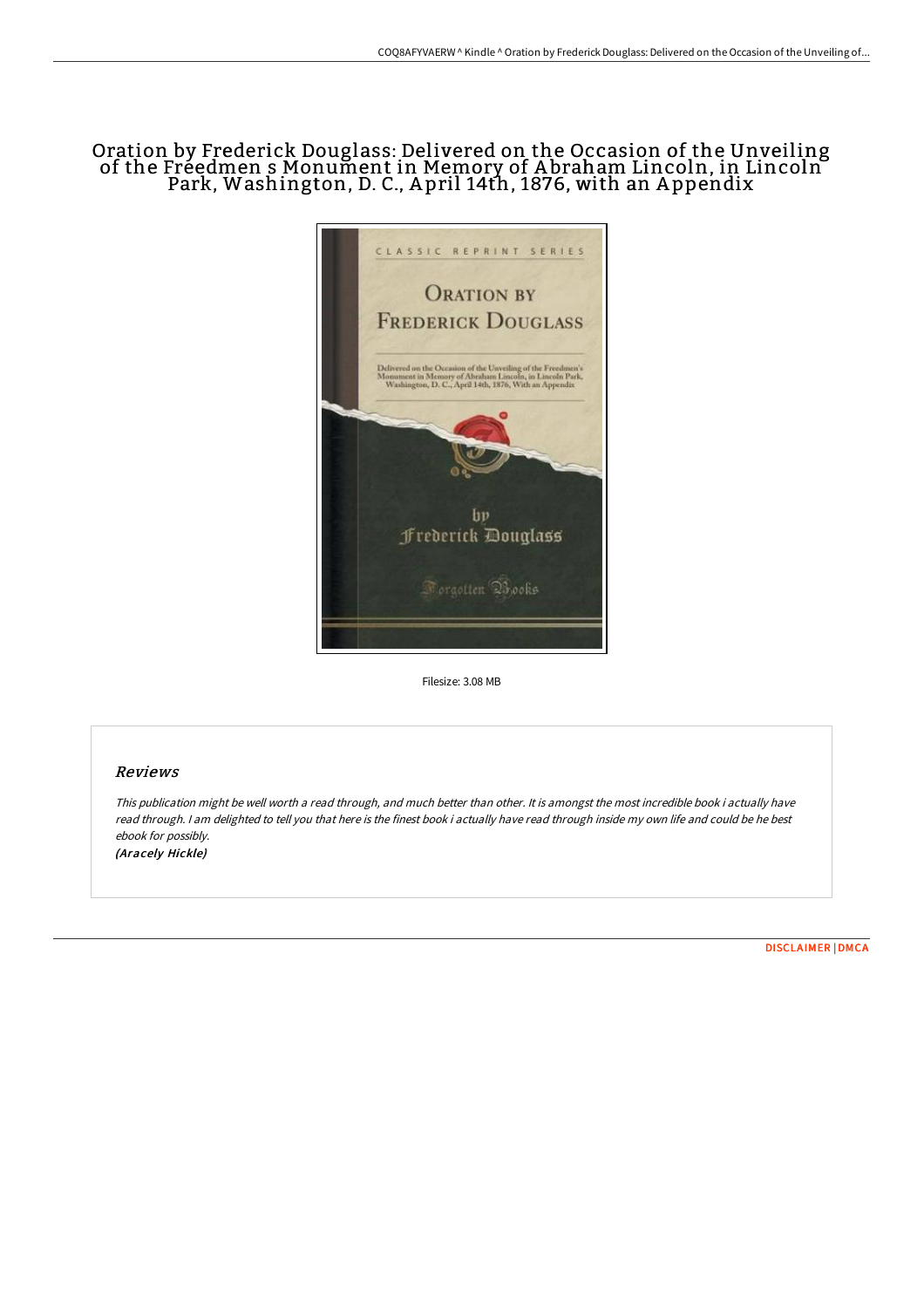# Oration by Frederick Douglass: Delivered on the Occasion of the Unveiling of the Freedmen s Monument in Memory of Abraham Lincoln, in Lincoln Park, Washington, D. C., April 14th, 1876, with an Appendix

Filesize: 3.08 MB

## Reviews

*This publication might be well worth a read through, and much better than other. It is amongst the most incredible book i actually have read through. I am delighted to tell you that here is the finest book i actually have read through inside my own life and could be he best ebook for possibly.*

*(Aracely Hickle)*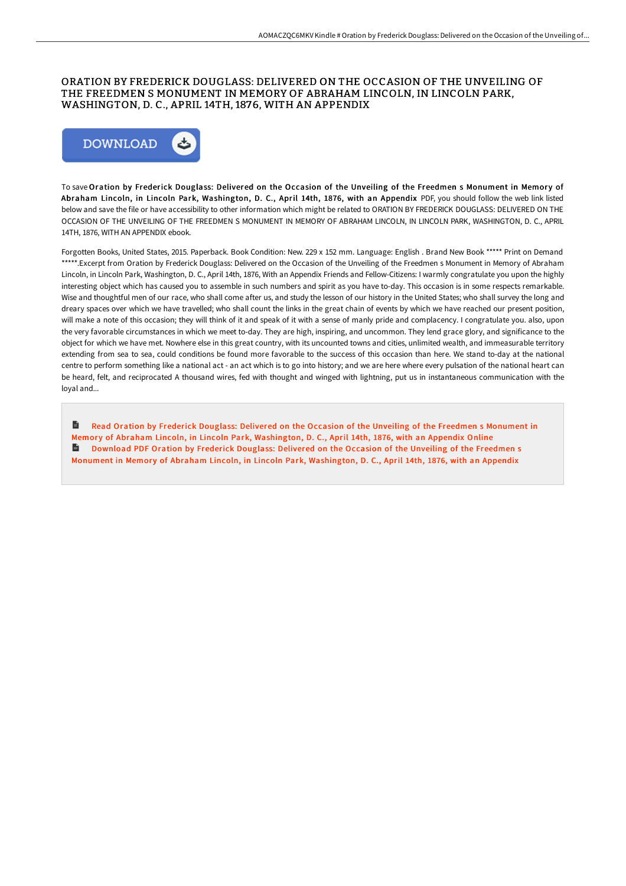# ORATION BY FREDERICK DOUGLASS: DELIVERED ON THE OCCASION OF THE UNVEILING OF THE FREEDMEN S MONUMENT IN MEMORY OF ABRAHAM LINCOLN, IN LINCOLN PARK, WASHINGTON, D. C., APRIL 14TH, 1876, WITH AN APPENDIX

DOWNLOAD

To save **Oration by Frederick Douglass: Delivered on the Occasion of the Unveiling of the Freedmen s Monument in Memory of Abraham Lincoln, in Lincoln Park, Washington, D. C., April 14th, 1876, with an Appendix** PDF, you should follow the web link listed below and save the file or have accessibility to other information which might be related to ORATION BY FREDERICK DOUGLASS: DELIVERED ON THE OCCASION OF THE UNVEILING OF THE FREEDMEN S MONUMENT IN MEMORY OF ABRAHAM LINCOLN, IN LINCOLN PARK, WASHINGTON, D. C., APRIL 14TH, 1876, WITH AN APPENDIX ebook.

Forgotten Books, United States, 2015. Paperback. Book Condition: New. 229 x 152 mm. Language: English . Brand New Book ***** Print on Demand *****.Excerpt from Oration by Frederick Douglass: Delivered on the Occasion of the Unveiling of the Freedmen s Monument in Memory of Abraham Lincoln, in Lincoln Park, Washington, D. C., April 14th, 1876, With an Appendix Friends and Fellow-Citizens: I warmly congratulate you upon the highly interesting object which has caused you to assemble in such numbers and spirit as you have to-day. This occasion is in some respects remarkable. Wise and thoughtful men of our race, who shall come after us, and study the lesson of our history in the United States; who shall survey the long and dreary spaces over which we have travelled; who shall count the links in the great chain of events by which we have reached our present position, will make a note of this occasion; they will think of it and speak of it with a sense of manly pride and complacency. I congratulate you. also, upon the very favorable circumstances in which we meet to-day. They are high, inspiring, and uncommon. They lend grace glory, and significance to the object for which we have met. Nowhere else in this great country, with its uncounted towns and cities, unlimited wealth, and immeasurable territory extending from sea to sea, could conditions be found more favorable to the success of this occasion than here. We stand to-day at the national centre to perform something like a national act - an act which is to go into history; and we are here where every pulsation of the national heart can be heard, felt, and reciprocated A thousand wires, fed with thought and winged with lightning, put us in instantaneous communication with the loyal and...

Read Oration by Frederick Douglass: Delivered on the Occasion of the Unveiling of the Freedmen s Monument in Memory of Abraham Lincoln, in Lincoln Park, Washington, D. C., April 14th, 1876, with an Appendix Online

Download PDF Oration by Frederick Douglass: Delivered on the Occasion of the Unveiling of the Freedmen s Monument in Memory of Abraham Lincoln, in Lincoln Park, Washington, D. C., April 14th, 1876, with an Appendix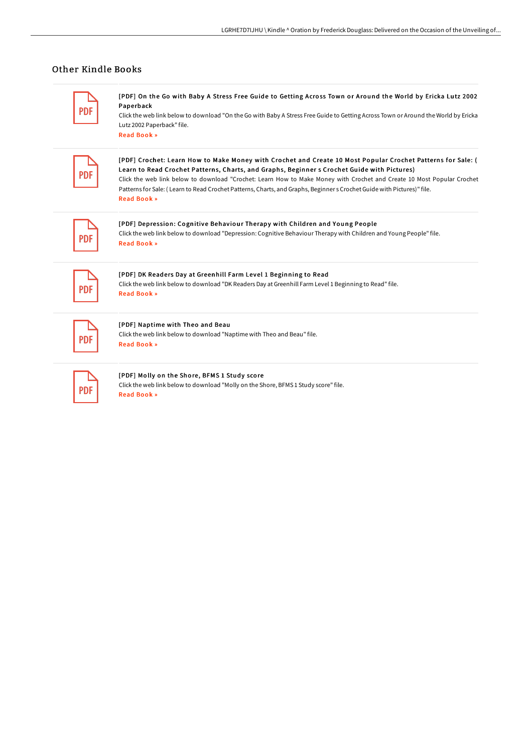## Other Kindle Books

[PDF] On the Go with Baby A Stress Free Guide to Getting Across Town or Around the World by Ericka Lutz 2002 Paperback
Click the web link below to download "On the Go with Baby A Stress Free Guide to Getting Across Town or Around the World by Ericka Lutz 2002 Paperback" file.
Read Book »

[PDF] Crochet: Learn How to Make Money with Crochet and Create 10 Most Popular Crochet Patterns for Sale: ( Learn to Read Crochet Patterns, Charts, and Graphs, Beginner s Crochet Guide with Pictures)
Click the web link below to download "Crochet: Learn How to Make Money with Crochet and Create 10 Most Popular Crochet Patterns for Sale: ( Learn to Read Crochet Patterns, Charts, and Graphs, Beginner s Crochet Guide with Pictures)" file.
Read Book »

[PDF] Depression: Cognitive Behaviour Therapy with Children and Young People
Click the web link below to download "Depression: Cognitive Behaviour Therapy with Children and Young People" file.
Read Book »

[PDF] DK Readers Day at Greenhill Farm Level 1 Beginning to Read
Click the web link below to download "DK Readers Day at Greenhill Farm Level 1 Beginning to Read" file.
Read Book »

[PDF] Naptime with Theo and Beau
Click the web link below to download "Naptime with Theo and Beau" file.
Read Book »

[PDF] Molly on the Shore, BFMS 1 Study score
Click the web link below to download "Molly on the Shore, BFMS 1 Study score" file.
Read Book »